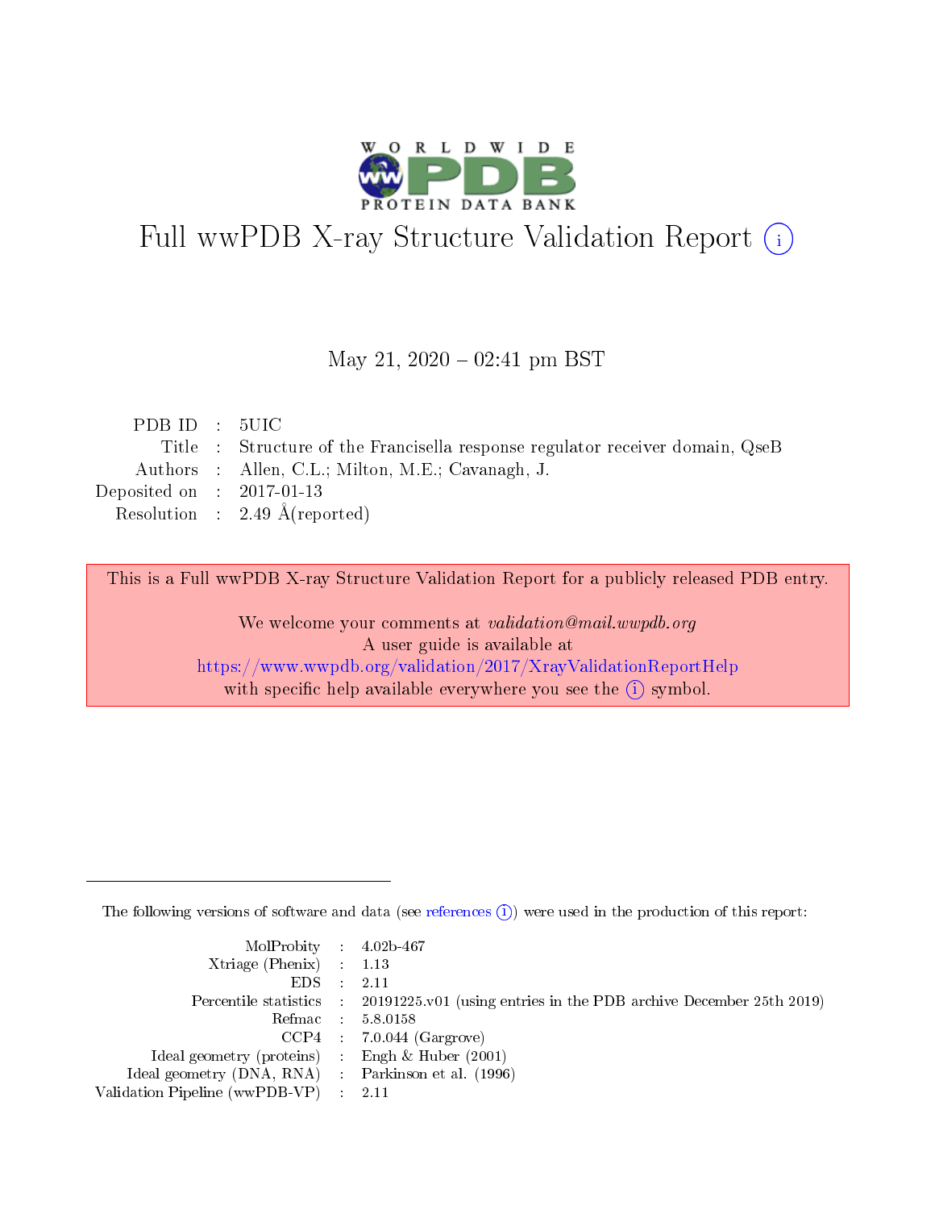# Full wwPDB X-ray Structure Validation Report (i)

May 21, 2020 – 02:41 pm BST

| | | |
|---|---|---|
| PDB ID | : | 5UIC |
| Title | : | Structure of the Francisella response regulator receiver domain, QseB |
| Authors | : | Allen, C.L.; Milton, M.E.; Cavanagh, J. |
| Deposited on | : | 2017-01-13 |
| Resolution | : | 2.49 Å(reported) |

This is a Full wwPDB X-ray Structure Validation Report for a publicly released PDB entry.

We welcome your comments at *validation@mail.wwpdb.org*
A user guide is available at
https://www.wwpdb.org/validation/2017/XrayValidationReportHelp
with specific help available everywhere you see the (i) symbol.

The following versions of software and data (see references (i)) were used in the production of this report:

| | | |
|---|---|---|
| MolProbity | : | 4.02b-467 |
| Xtriage (Phenix) | : | 1.13 |
| EDS | : | 2.11 |
| Percentile statistics | : | 20191225.v01 (using entries in the PDB archive December 25th 2019) |
| Refmac | : | 5.8.0158 |
| CCP4 | : | 7.0.044 (Gargrove) |
| Ideal geometry (proteins) | : | Engh & Huber (2001) |
| Ideal geometry (DNA, RNA) | : | Parkinson et al. (1996) |
| Validation Pipeline (wwPDB-VP) | : | 2.11 |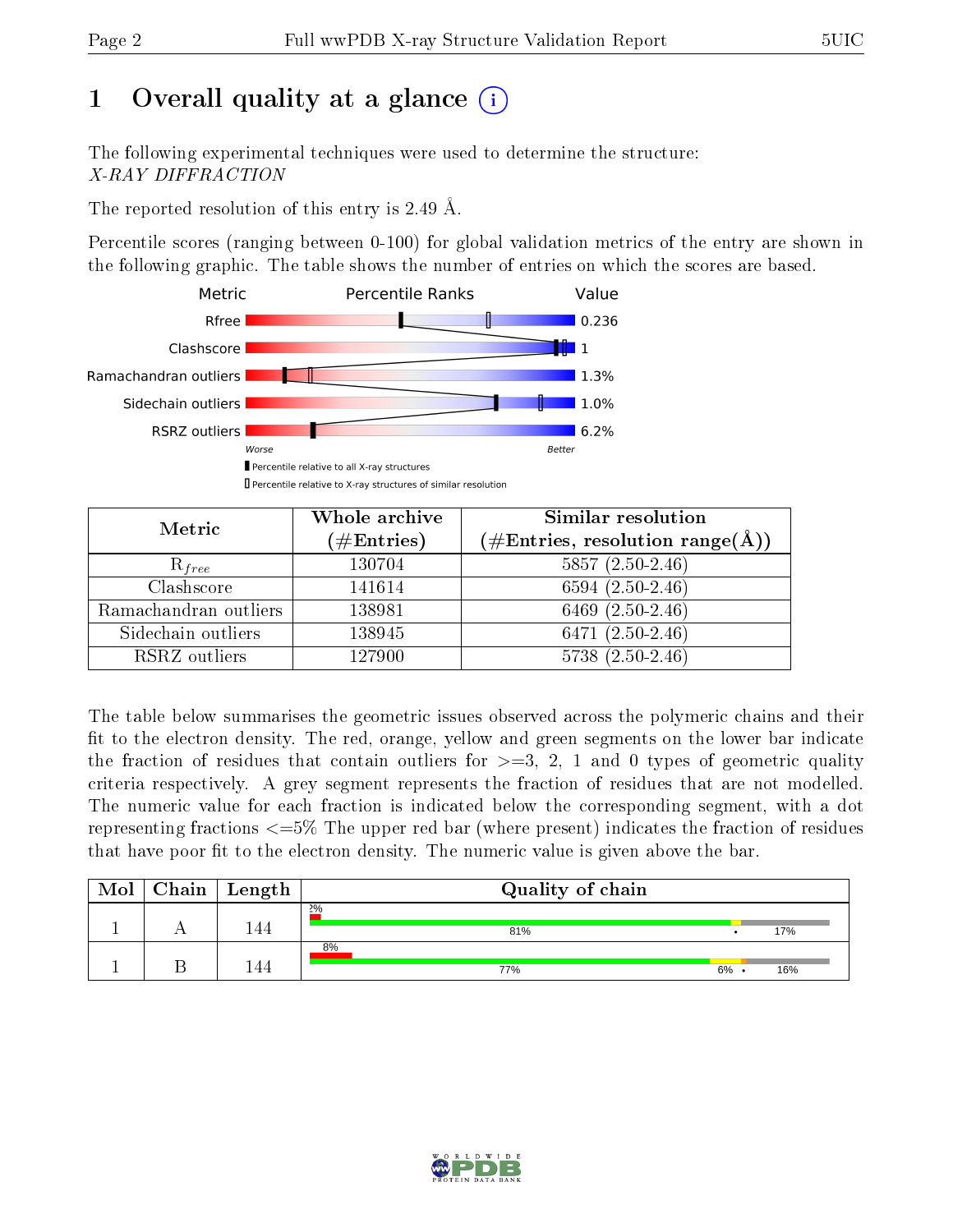# 1 Overall quality at a glance (i)

The following experimental techniques were used to determine the structure:
*X-RAY DIFFRACTION*

The reported resolution of this entry is 2.49 Å.

Percentile scores (ranging between 0-100) for global validation metrics of the entry are shown in the following graphic. The table shows the number of entries on which the scores are based.

| Metric | Value |
|---|---|
| Rfree | 0.236 |
| Clashscore | 1 |
| Ramachandran outliers | 1.3% |
| Sidechain outliers | 1.0% |
| RSRZ outliers | 6.2% |

Worse ← Percentile Ranks → Better

▮ Percentile relative to all X-ray structures
▯ Percentile relative to X-ray structures of similar resolution

| Metric | Whole archive (#Entries) | Similar resolution (#Entries, resolution range(Å)) |
|---|---|---|
| $R_{free}$ | 130704 | 5857 (2.50-2.46) |
| Clashscore | 141614 | 6594 (2.50-2.46) |
| Ramachandran outliers | 138981 | 6469 (2.50-2.46) |
| Sidechain outliers | 138945 | 6471 (2.50-2.46) |
| RSRZ outliers | 127900 | 5738 (2.50-2.46) |

The table below summarises the geometric issues observed across the polymeric chains and their fit to the electron density. The red, orange, yellow and green segments on the lower bar indicate the fraction of residues that contain outliers for >=3, 2, 1 and 0 types of geometric quality criteria respectively. A grey segment represents the fraction of residues that are not modelled. The numeric value for each fraction is indicated below the corresponding segment, with a dot representing fractions <=5% The upper red bar (where present) indicates the fraction of residues that have poor fit to the electron density. The numeric value is given above the bar.

| Mol | Chain | Length | Quality of chain |
|---|---|---|---|
| 1 | A | 144 | 2%; 81% • 17% |
| 1 | B | 144 | 8%; 77% 6% • 16% |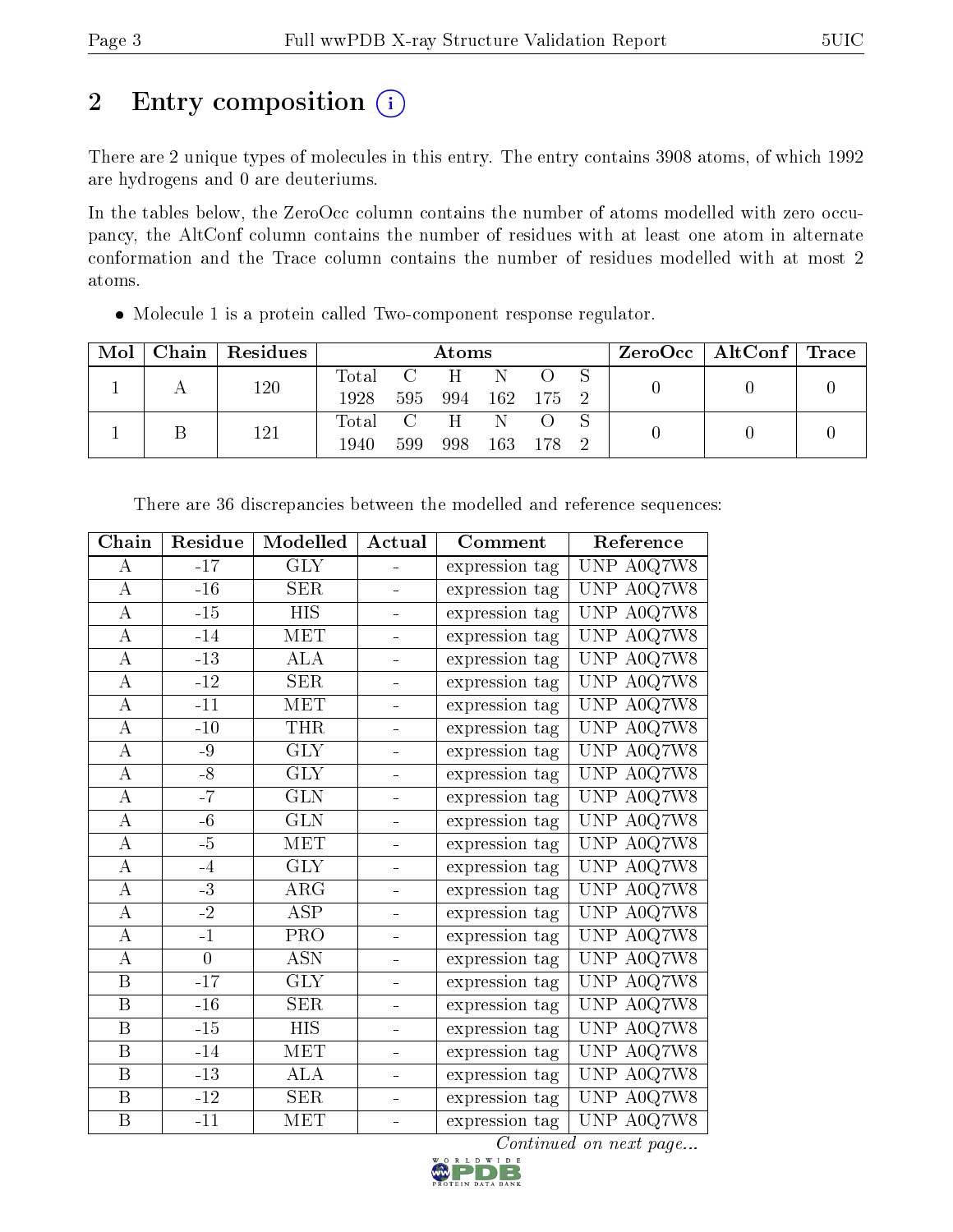# 2 Entry composition (i)

There are 2 unique types of molecules in this entry. The entry contains 3908 atoms, of which 1992 are hydrogens and 0 are deuteriums.

In the tables below, the ZeroOcc column contains the number of atoms modelled with zero occupancy, the AltConf column contains the number of residues with at least one atom in alternate conformation and the Trace column contains the number of residues modelled with at most 2 atoms.

- Molecule 1 is a protein called Two-component response regulator.

| Mol | Chain | Residues | Atoms | | | | | | ZeroOcc | AltConf | Trace |
|---|---|---|---|---|---|---|---|---|---|---|---|
| 1 | A | 120 | Total 1928 | C 595 | H 994 | N 162 | O 175 | S 2 | 0 | 0 | 0 |
| 1 | B | 121 | Total 1940 | C 599 | H 998 | N 163 | O 178 | S 2 | 0 | 0 | 0 |

There are 36 discrepancies between the modelled and reference sequences:

| Chain | Residue | Modelled | Actual | Comment | Reference |
|---|---|---|---|---|---|
| A | -17 | GLY | - | expression tag | UNP A0Q7W8 |
| A | -16 | SER | - | expression tag | UNP A0Q7W8 |
| A | -15 | HIS | - | expression tag | UNP A0Q7W8 |
| A | -14 | MET | - | expression tag | UNP A0Q7W8 |
| A | -13 | ALA | - | expression tag | UNP A0Q7W8 |
| A | -12 | SER | - | expression tag | UNP A0Q7W8 |
| A | -11 | MET | - | expression tag | UNP A0Q7W8 |
| A | -10 | THR | - | expression tag | UNP A0Q7W8 |
| A | -9 | GLY | - | expression tag | UNP A0Q7W8 |
| A | -8 | GLY | - | expression tag | UNP A0Q7W8 |
| A | -7 | GLN | - | expression tag | UNP A0Q7W8 |
| A | -6 | GLN | - | expression tag | UNP A0Q7W8 |
| A | -5 | MET | - | expression tag | UNP A0Q7W8 |
| A | -4 | GLY | - | expression tag | UNP A0Q7W8 |
| A | -3 | ARG | - | expression tag | UNP A0Q7W8 |
| A | -2 | ASP | - | expression tag | UNP A0Q7W8 |
| A | -1 | PRO | - | expression tag | UNP A0Q7W8 |
| A | 0 | ASN | - | expression tag | UNP A0Q7W8 |
| B | -17 | GLY | - | expression tag | UNP A0Q7W8 |
| B | -16 | SER | - | expression tag | UNP A0Q7W8 |
| B | -15 | HIS | - | expression tag | UNP A0Q7W8 |
| B | -14 | MET | - | expression tag | UNP A0Q7W8 |
| B | -13 | ALA | - | expression tag | UNP A0Q7W8 |
| B | -12 | SER | - | expression tag | UNP A0Q7W8 |
| B | -11 | MET | - | expression tag | UNP A0Q7W8 |

*Continued on next page...*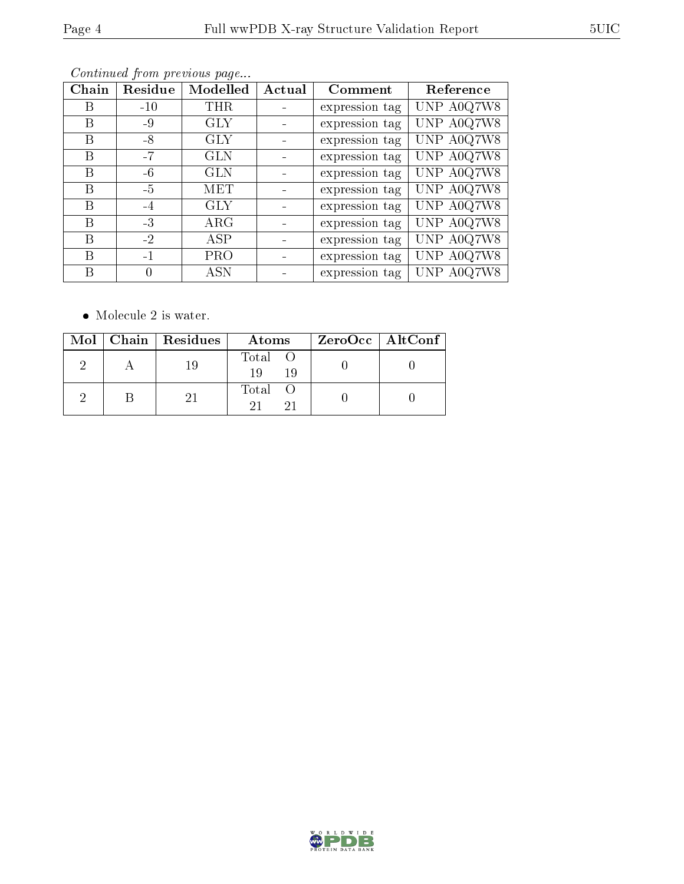*Continued from previous page...*

| Chain | Residue | Modelled | Actual | Comment | Reference |
|---|---|---|---|---|---|
| B | -10 | THR | - | expression tag | UNP A0Q7W8 |
| B | -9 | GLY | - | expression tag | UNP A0Q7W8 |
| B | -8 | GLY | - | expression tag | UNP A0Q7W8 |
| B | -7 | GLN | - | expression tag | UNP A0Q7W8 |
| B | -6 | GLN | - | expression tag | UNP A0Q7W8 |
| B | -5 | MET | - | expression tag | UNP A0Q7W8 |
| B | -4 | GLY | - | expression tag | UNP A0Q7W8 |
| B | -3 | ARG | - | expression tag | UNP A0Q7W8 |
| B | -2 | ASP | - | expression tag | UNP A0Q7W8 |
| B | -1 | PRO | - | expression tag | UNP A0Q7W8 |
| B | 0 | ASN | - | expression tag | UNP A0Q7W8 |

- Molecule 2 is water.

| Mol | Chain | Residues | Atoms | ZeroOcc | AltConf |
|---|---|---|---|---|---|
| 2 | A | 19 | Total O<br>19 19 | 0 | 0 |
| 2 | B | 21 | Total O<br>21 21 | 0 | 0 |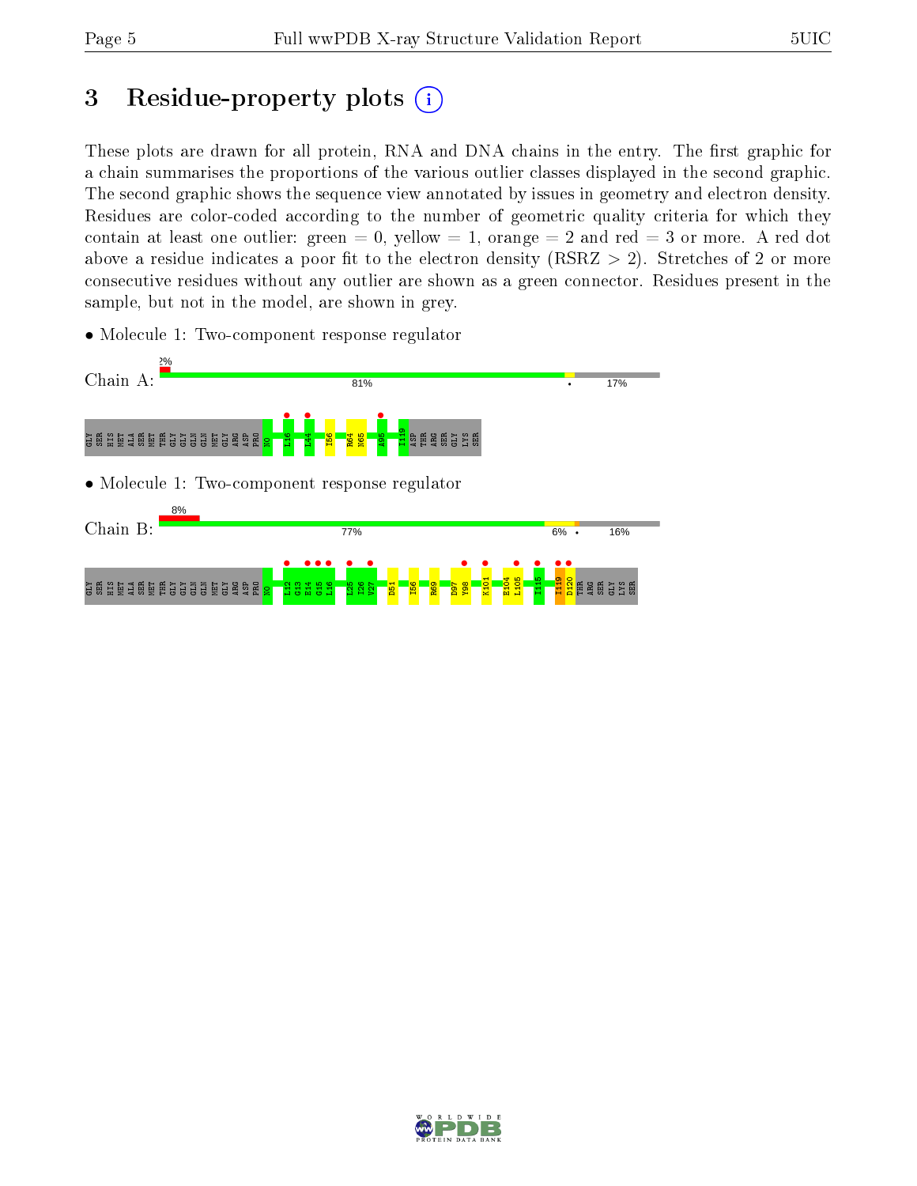# 3 Residue-property plots

These plots are drawn for all protein, RNA and DNA chains in the entry. The first graphic for a chain summarises the proportions of the various outlier classes displayed in the second graphic. The second graphic shows the sequence view annotated by issues in geometry and electron density. Residues are color-coded according to the number of geometric quality criteria for which they contain at least one outlier: green = 0, yellow = 1, orange = 2 and red = 3 or more. A red dot above a residue indicates a poor fit to the electron density (RSRZ > 2). Stretches of 2 or more consecutive residues without any outlier are shown as a green connector. Residues present in the sample, but not in the model, are shown in grey.

- Molecule 1: Two-component response regulator

Chain A: 2% | 81% | • | 17%

GLY SER HIS MET ALA SER MET THR GLY GLY GLN GLN MET GLY ARG ASP PRO M0 L16 L44 I56 R64 N65 A95 I119 ASP THR ARG SER GLY LYS SER

- Molecule 1: Two-component response regulator

Chain B: 8% | 77% | 6% | • | 16%

GLY SER HIS MET ALA SER MET THR GLY GLY GLN GLN MET GLY ARG ASP PRO M0 I12 G13 E14 G15 L16 I25 I26 V27 D51 I56 R69 D97 Y98 K101 E104 L105 I115 I119 D120 THR ARG SER GLY LYS SER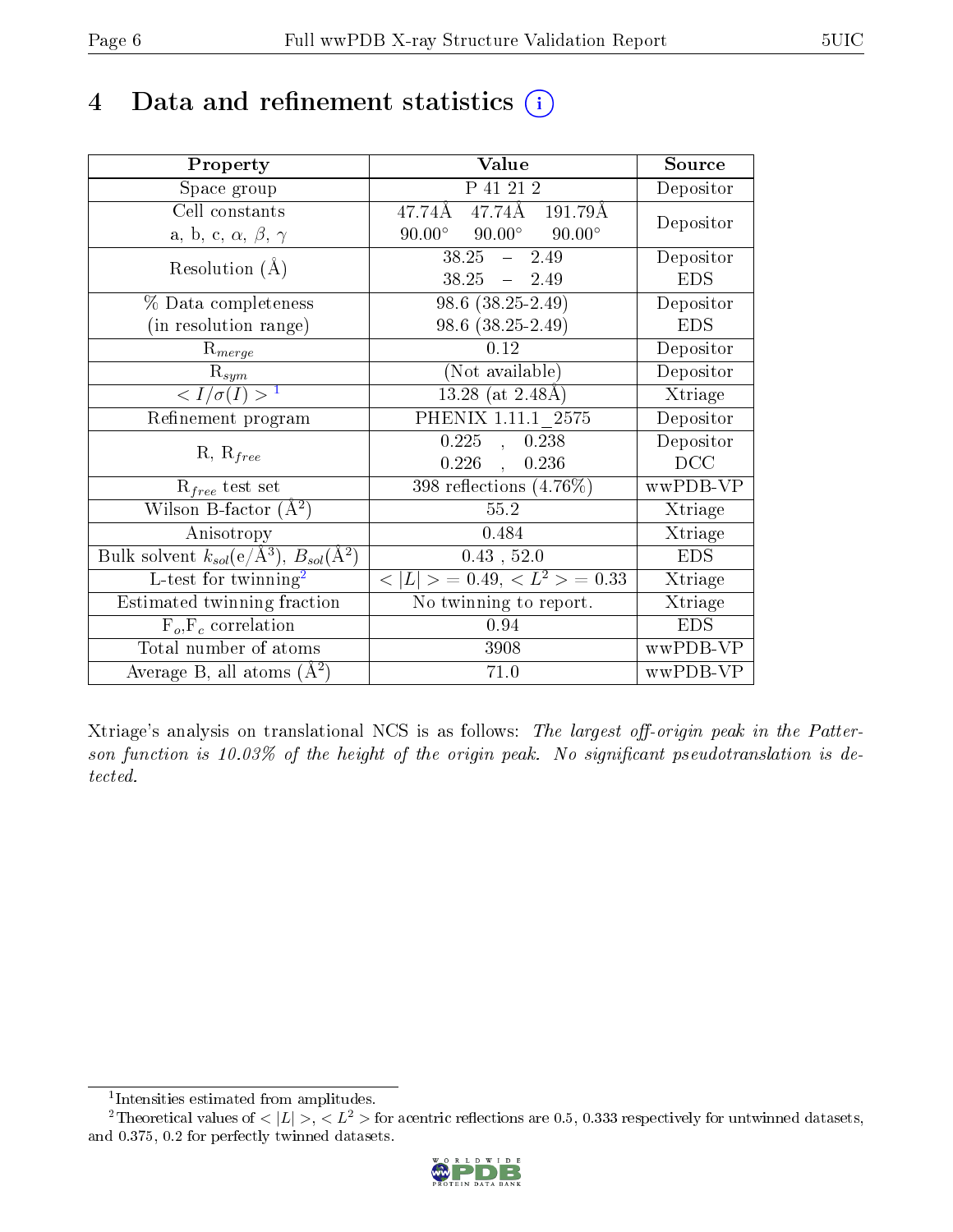# 4 Data and refinement statistics ⓘ

| Property | Value | Source |
|---|---|---|
| Space group | P 41 21 2 | Depositor |
| Cell constants<br>a, b, c, $\alpha$, $\beta$, $\gamma$ | 47.74Å 47.74Å 191.79Å<br>90.00° 90.00° 90.00° | Depositor |
| Resolution (Å) | 38.25 – 2.49<br>38.25 – 2.49 | Depositor<br>EDS |
| % Data completeness<br>(in resolution range) | 98.6 (38.25-2.49)<br>98.6 (38.25-2.49) | Depositor<br>EDS |
| $R_{merge}$ | 0.12 | Depositor |
| $R_{sym}$ | (Not available) | Depositor |
| $< I/\sigma(I) >$ [1] | 13.28 (at 2.48Å) | Xtriage |
| Refinement program | PHENIX 1.11.1_2575 | Depositor |
| R, $R_{free}$ | 0.225 , 0.238<br>0.226 , 0.236 | Depositor<br>DCC |
| $R_{free}$ test set | 398 reflections (4.76%) | wwPDB-VP |
| Wilson B-factor (Å$^2$) | 55.2 | Xtriage |
| Anisotropy | 0.484 | Xtriage |
| Bulk solvent $k_{sol}$(e/Å$^3$), $B_{sol}$(Å$^2$) | 0.43 , 52.0 | EDS |
| L-test for twinning[2] | $< \vert L \vert > = 0.49$, $< L^2 > = 0.33$ | Xtriage |
| Estimated twinning fraction | No twinning to report. | Xtriage |
| $F_o$,$F_c$ correlation | 0.94 | EDS |
| Total number of atoms | 3908 | wwPDB-VP |
| Average B, all atoms (Å$^2$) | 71.0 | wwPDB-VP |

Xtriage's analysis on translational NCS is as follows: *The largest off-origin peak in the Patterson function is 10.03% of the height of the origin peak. No significant pseudotranslation is detected.*

[1] Intensities estimated from amplitudes.

[2] Theoretical values of $< |L| >$, $< L^2 >$ for acentric reflections are 0.5, 0.333 respectively for untwinned datasets, and 0.375, 0.2 for perfectly twinned datasets.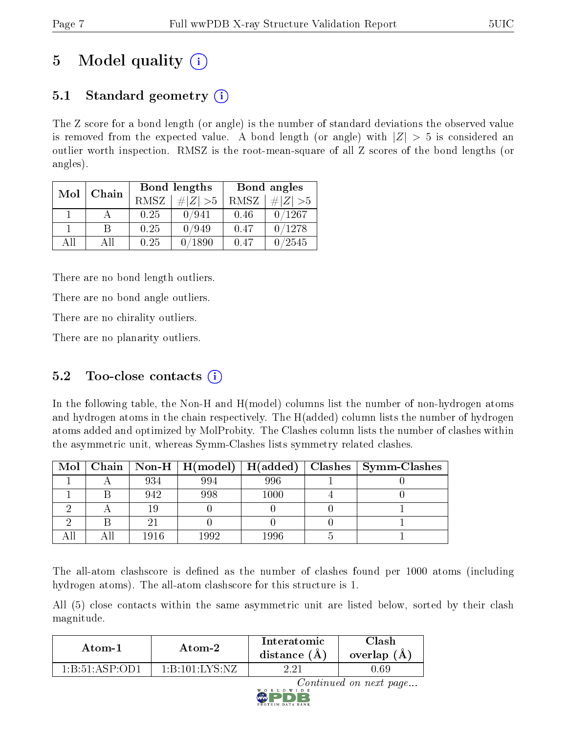# 5 Model quality

## 5.1 Standard geometry

The Z score for a bond length (or angle) is the number of standard deviations the observed value is removed from the expected value. A bond length (or angle) with $|Z| > 5$ is considered an outlier worth inspection. RMSZ is the root-mean-square of all Z scores of the bond lengths (or angles).

| Mol | Chain | Bond lengths | | Bond angles | |
|---|---|---|---|---|---|
| | | RMSZ | #\|Z\| >5 | RMSZ | #\|Z\| >5 |
| 1 | A | 0.25 | 0/941 | 0.46 | 0/1267 |
| 1 | B | 0.25 | 0/949 | 0.47 | 0/1278 |
| All | All | 0.25 | 0/1890 | 0.47 | 0/2545 |

There are no bond length outliers.

There are no bond angle outliers.

There are no chirality outliers.

There are no planarity outliers.

## 5.2 Too-close contacts

In the following table, the Non-H and H(model) columns list the number of non-hydrogen atoms and hydrogen atoms in the chain respectively. The H(added) column lists the number of hydrogen atoms added and optimized by MolProbity. The Clashes column lists the number of clashes within the asymmetric unit, whereas Symm-Clashes lists symmetry related clashes.

| Mol | Chain | Non-H | H(model) | H(added) | Clashes | Symm-Clashes |
|---|---|---|---|---|---|---|
| 1 | A | 934 | 994 | 996 | 1 | 0 |
| 1 | B | 942 | 998 | 1000 | 4 | 0 |
| 2 | A | 19 | 0 | 0 | 0 | 1 |
| 2 | B | 21 | 0 | 0 | 0 | 1 |
| All | All | 1916 | 1992 | 1996 | 5 | 1 |

The all-atom clashscore is defined as the number of clashes found per 1000 atoms (including hydrogen atoms). The all-atom clashscore for this structure is 1.

All (5) close contacts within the same asymmetric unit are listed below, sorted by their clash magnitude.

| Atom-1 | Atom-2 | Interatomic distance (Å) | Clash overlap (Å) |
|---|---|---|---|
| 1:B:51:ASP:OD1 | 1:B:101:LYS:NZ | 2.21 | 0.69 |

*Continued on next page...*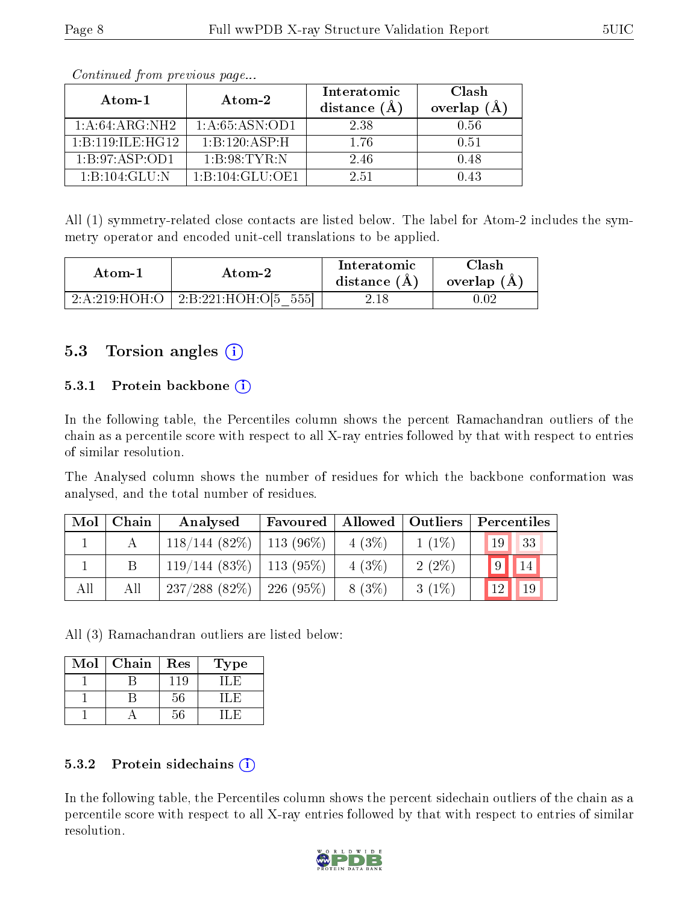*Continued from previous page...*

| Atom-1 | Atom-2 | Interatomic distance (Å) | Clash overlap (Å) |
|---|---|---|---|
| 1:A:64:ARG:NH2 | 1:A:65:ASN:OD1 | 2.38 | 0.56 |
| 1:B:119:ILE:HG12 | 1:B:120:ASP:H | 1.76 | 0.51 |
| 1:B:97:ASP:OD1 | 1:B:98:TYR:N | 2.46 | 0.48 |
| 1:B:104:GLU:N | 1:B:104:GLU:OE1 | 2.51 | 0.43 |

All (1) symmetry-related close contacts are listed below. The label for Atom-2 includes the symmetry operator and encoded unit-cell translations to be applied.

| Atom-1 | Atom-2 | Interatomic distance (Å) | Clash overlap (Å) |
|---|---|---|---|
| 2:A:219:HOH:O | 2:B:221:HOH:O[5_555] | 2.18 | 0.02 |

## 5.3 Torsion angles (i)

### 5.3.1 Protein backbone (i)

In the following table, the Percentiles column shows the percent Ramachandran outliers of the chain as a percentile score with respect to all X-ray entries followed by that with respect to entries of similar resolution.

The Analysed column shows the number of residues for which the backbone conformation was analysed, and the total number of residues.

| Mol | Chain | Analysed | Favoured | Allowed | Outliers | Percentiles | |
|---|---|---|---|---|---|---|---|
| 1 | A | 118/144 (82%) | 113 (96%) | 4 (3%) | 1 (1%) | 19 | 33 |
| 1 | B | 119/144 (83%) | 113 (95%) | 4 (3%) | 2 (2%) | 9 | 14 |
| All | All | 237/288 (82%) | 226 (95%) | 8 (3%) | 3 (1%) | 12 | 19 |

All (3) Ramachandran outliers are listed below:

| Mol | Chain | Res | Type |
|---|---|---|---|
| 1 | B | 119 | ILE |
| 1 | B | 56 | ILE |
| 1 | A | 56 | ILE |

### 5.3.2 Protein sidechains (i)

In the following table, the Percentiles column shows the percent sidechain outliers of the chain as a percentile score with respect to all X-ray entries followed by that with respect to entries of similar resolution.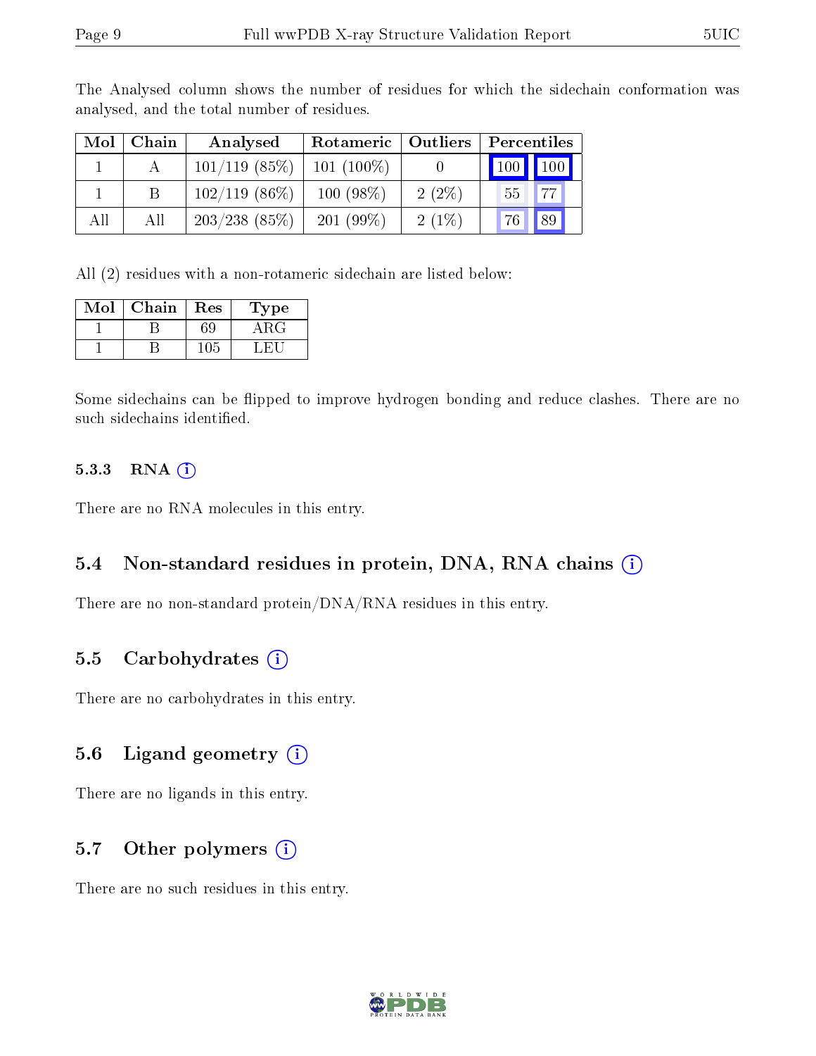The Analysed column shows the number of residues for which the sidechain conformation was analysed, and the total number of residues.

| Mol | Chain | Analysed | Rotameric | Outliers | Percentiles | |
|---|---|---|---|---|---|---|
| 1 | A | 101/119 (85%) | 101 (100%) | 0 | 100 | 100 |
| 1 | B | 102/119 (86%) | 100 (98%) | 2 (2%) | 55 | 77 |
| All | All | 203/238 (85%) | 201 (99%) | 2 (1%) | 76 | 89 |

All (2) residues with a non-rotameric sidechain are listed below:

| Mol | Chain | Res | Type |
|---|---|---|---|
| 1 | B | 69 | ARG |
| 1 | B | 105 | LEU |

Some sidechains can be flipped to improve hydrogen bonding and reduce clashes. There are no such sidechains identified.

### 5.3.3 RNA

There are no RNA molecules in this entry.

## 5.4 Non-standard residues in protein, DNA, RNA chains

There are no non-standard protein/DNA/RNA residues in this entry.

## 5.5 Carbohydrates

There are no carbohydrates in this entry.

## 5.6 Ligand geometry

There are no ligands in this entry.

## 5.7 Other polymers

There are no such residues in this entry.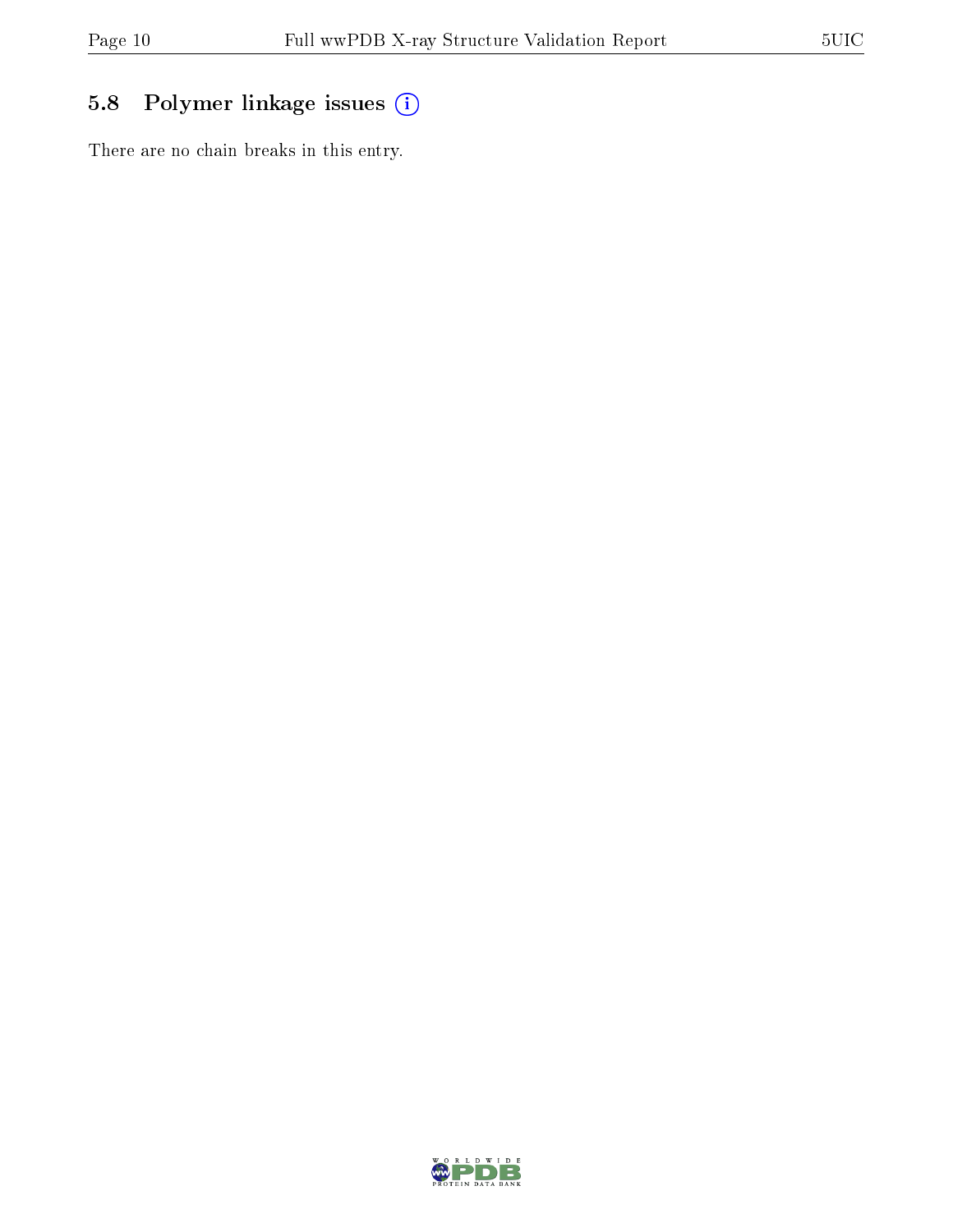## 5.8 Polymer linkage issues

There are no chain breaks in this entry.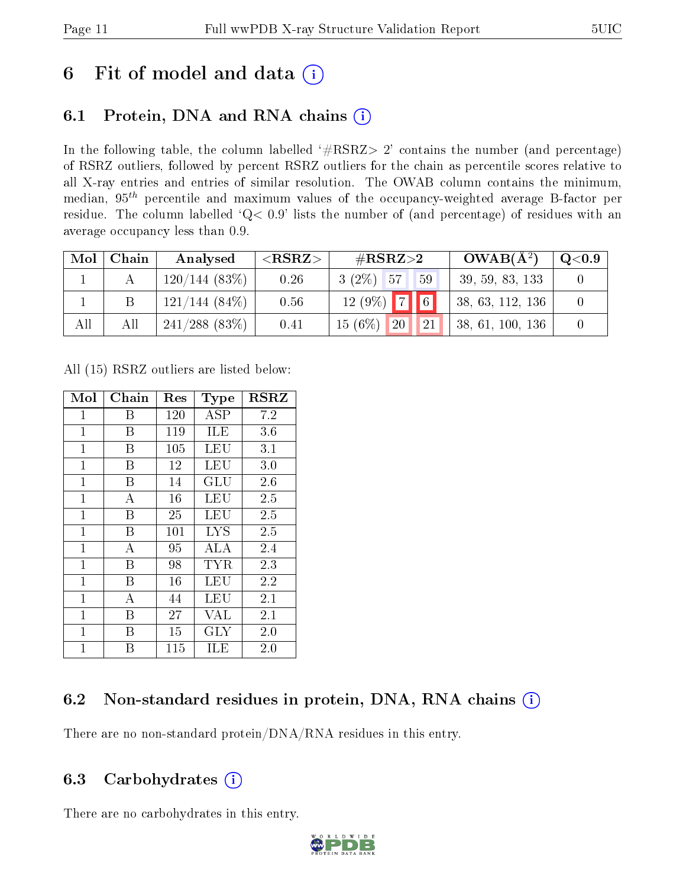# 6 Fit of model and data

## 6.1 Protein, DNA and RNA chains

In the following table, the column labelled '#RSRZ> 2' contains the number (and percentage) of RSRZ outliers, followed by percent RSRZ outliers for the chain as percentile scores relative to all X-ray entries and entries of similar resolution. The OWAB column contains the minimum, median, $95^{th}$ percentile and maximum values of the occupancy-weighted average B-factor per residue. The column labelled 'Q< 0.9' lists the number of (and percentage) of residues with an average occupancy less than 0.9.

| Mol | Chain | Analysed | <RSRZ> | #RSRZ>2 | | | OWAB(Å$^2$) | Q<0.9 |
|---|---|---|---|---|---|---|---|---|
| 1 | A | 120/144 (83%) | 0.26 | 3 (2%) | 57 | 59 | 39, 59, 83, 133 | 0 |
| 1 | B | 121/144 (84%) | 0.56 | 12 (9%) | 7 | 6 | 38, 63, 112, 136 | 0 |
| All | All | 241/288 (83%) | 0.41 | 15 (6%) | 20 | 21 | 38, 61, 100, 136 | 0 |

All (15) RSRZ outliers are listed below:

| Mol | Chain | Res | Type | RSRZ |
|---|---|---|---|---|
| 1 | B | 120 | ASP | 7.2 |
| 1 | B | 119 | ILE | 3.6 |
| 1 | B | 105 | LEU | 3.1 |
| 1 | B | 12 | LEU | 3.0 |
| 1 | B | 14 | GLU | 2.6 |
| 1 | A | 16 | LEU | 2.5 |
| 1 | B | 25 | LEU | 2.5 |
| 1 | B | 101 | LYS | 2.5 |
| 1 | A | 95 | ALA | 2.4 |
| 1 | B | 98 | TYR | 2.3 |
| 1 | B | 16 | LEU | 2.2 |
| 1 | A | 44 | LEU | 2.1 |
| 1 | B | 27 | VAL | 2.1 |
| 1 | B | 15 | GLY | 2.0 |
| 1 | B | 115 | ILE | 2.0 |

## 6.2 Non-standard residues in protein, DNA, RNA chains

There are no non-standard protein/DNA/RNA residues in this entry.

## 6.3 Carbohydrates

There are no carbohydrates in this entry.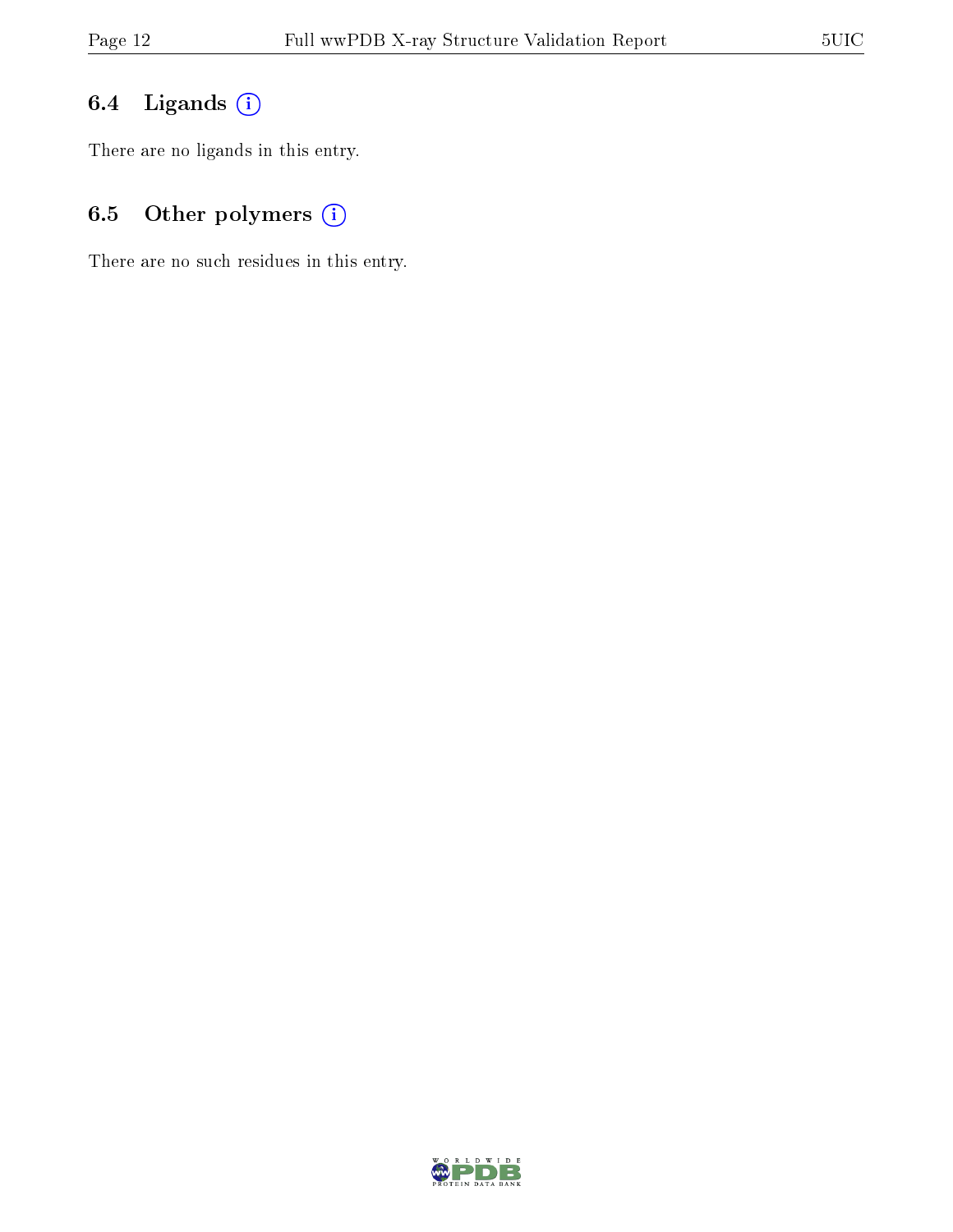### 6.4 Ligands

There are no ligands in this entry.

### 6.5 Other polymers

There are no such residues in this entry.